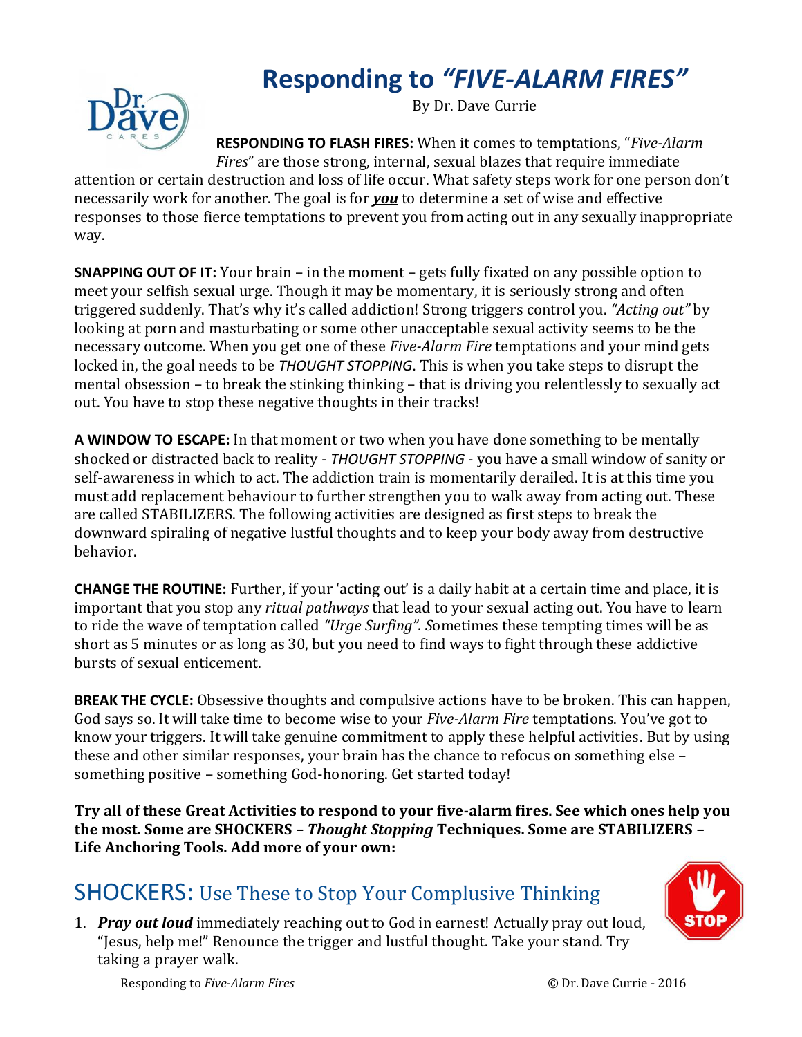# Responding to *"FIVE-ALARM FIRES"*

By Dr. Dave Currie

**RESPONDING TO FLASH FIRES:** When it comes to temptations, "*Five-Alarm Fires*" are those strong, internal, sexual blazes that require immediate attention or certain destruction and loss of life occur. What safety steps work for one person don't necessarily work for another. The goal is for ***you*** to determine a set of wise and effective responses to those fierce temptations to prevent you from acting out in any sexually inappropriate way.

**SNAPPING OUT OF IT:** Your brain – in the moment – gets fully fixated on any possible option to meet your selfish sexual urge. Though it may be momentary, it is seriously strong and often triggered suddenly. That's why it's called addiction! Strong triggers control you. *"Acting out"* by looking at porn and masturbating or some other unacceptable sexual activity seems to be the necessary outcome. When you get one of these *Five-Alarm Fire* temptations and your mind gets locked in, the goal needs to be *THOUGHT STOPPING*. This is when you take steps to disrupt the mental obsession – to break the stinking thinking – that is driving you relentlessly to sexually act out. You have to stop these negative thoughts in their tracks!

**A WINDOW TO ESCAPE:** In that moment or two when you have done something to be mentally shocked or distracted back to reality - *THOUGHT STOPPING* - you have a small window of sanity or self-awareness in which to act. The addiction train is momentarily derailed. It is at this time you must add replacement behaviour to further strengthen you to walk away from acting out. These are called STABILIZERS. The following activities are designed as first steps to break the downward spiraling of negative lustful thoughts and to keep your body away from destructive behavior.

**CHANGE THE ROUTINE:** Further, if your 'acting out' is a daily habit at a certain time and place, it is important that you stop any *ritual pathways* that lead to your sexual acting out. You have to learn to ride the wave of temptation called *"Urge Surfing". S*ometimes these tempting times will be as short as 5 minutes or as long as 30, but you need to find ways to fight through these addictive bursts of sexual enticement.

**BREAK THE CYCLE:** Obsessive thoughts and compulsive actions have to be broken. This can happen, God says so. It will take time to become wise to your *Five-Alarm Fire* temptations. You've got to know your triggers. It will take genuine commitment to apply these helpful activities. But by using these and other similar responses, your brain has the chance to refocus on something else – something positive – something God-honoring. Get started today!

**Try all of these Great Activities to respond to your five-alarm fires. See which ones help you the most. Some are SHOCKERS – *Thought Stopping* Techniques. Some are STABILIZERS – Life Anchoring Tools. Add more of your own:**

## SHOCKERS: Use These to Stop Your Complusive Thinking

1. ***Pray out loud*** immediately reaching out to God in earnest! Actually pray out loud, "Jesus, help me!" Renounce the trigger and lustful thought. Take your stand. Try taking a prayer walk.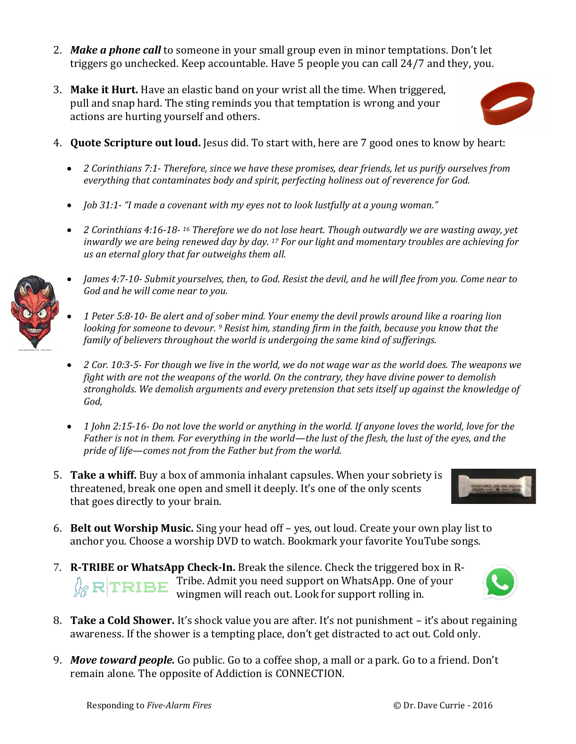2. ***Make a phone call*** to someone in your small group even in minor temptations. Don't let triggers go unchecked. Keep accountable. Have 5 people you can call 24/7 and they, you.

3. **Make it Hurt.** Have an elastic band on your wrist all the time. When triggered, pull and snap hard. The sting reminds you that temptation is wrong and your actions are hurting yourself and others.

4. **Quote Scripture out loud.** Jesus did. To start with, here are 7 good ones to know by heart:

   - *2 Corinthians 7:1- Therefore, since we have these promises, dear friends, let us purify ourselves from everything that contaminates body and spirit, perfecting holiness out of reverence for God.*

   - *Job 31:1- "I made a covenant with my eyes not to look lustfully at a young woman."*

   - *2 Corinthians 4:16-18- 16 Therefore we do not lose heart. Though outwardly we are wasting away, yet inwardly we are being renewed day by day. 17 For our light and momentary troubles are achieving for us an eternal glory that far outweighs them all.*

   - *James 4:7-10- Submit yourselves, then, to God. Resist the devil, and he will flee from you. Come near to God and he will come near to you.*

   - *1 Peter 5:8-10- Be alert and of sober mind. Your enemy the devil prowls around like a roaring lion looking for someone to devour. 9 Resist him, standing firm in the faith, because you know that the family of believers throughout the world is undergoing the same kind of sufferings.*

   - *2 Cor. 10:3-5- For though we live in the world, we do not wage war as the world does. The weapons we fight with are not the weapons of the world. On the contrary, they have divine power to demolish strongholds. We demolish arguments and every pretension that sets itself up against the knowledge of God,*

   - *1 John 2:15-16- Do not love the world or anything in the world. If anyone loves the world, love for the Father is not in them. For everything in the world—the lust of the flesh, the lust of the eyes, and the pride of life—comes not from the Father but from the world.*

5. **Take a whiff.** Buy a box of ammonia inhalant capsules. When your sobriety is threatened, break one open and smell it deeply. It's one of the only scents that goes directly to your brain.

6. **Belt out Worship Music.** Sing your head off – yes, out loud. Create your own play list to anchor you. Choose a worship DVD to watch. Bookmark your favorite YouTube songs.

7. **R-TRIBE or WhatsApp Check-In.** Break the silence. Check the triggered box in R-Tribe. Admit you need support on WhatsApp. One of your wingmen will reach out. Look for support rolling in.

8. **Take a Cold Shower.** It's shock value you are after. It's not punishment – it's about regaining awareness. If the shower is a tempting place, don't get distracted to act out. Cold only.

9. ***Move toward people.*** Go public. Go to a coffee shop, a mall or a park. Go to a friend. Don't remain alone. The opposite of Addiction is CONNECTION.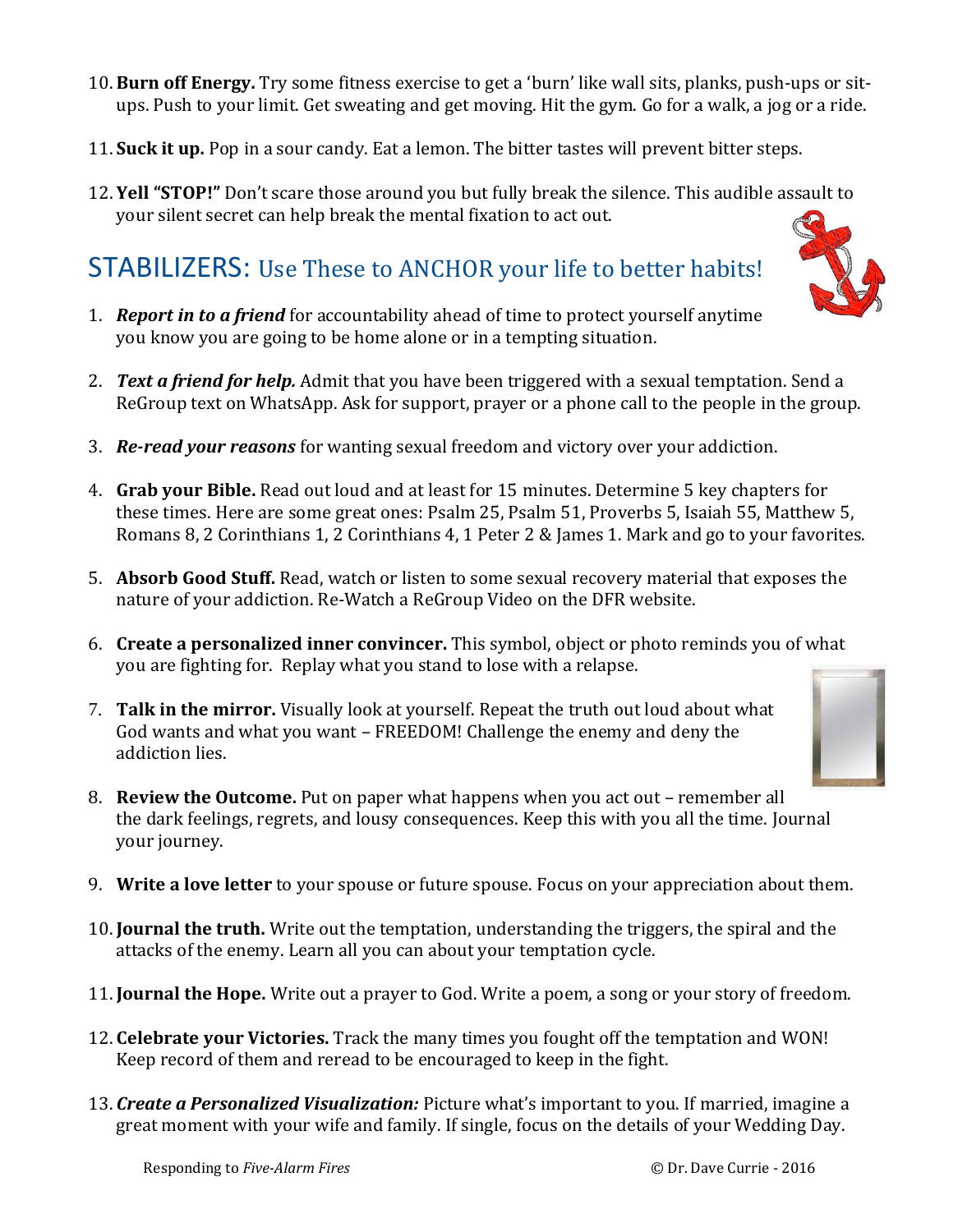10. **Burn off Energy.** Try some fitness exercise to get a 'burn' like wall sits, planks, push-ups or sit-ups. Push to your limit. Get sweating and get moving. Hit the gym. Go for a walk, a jog or a ride.

11. **Suck it up.** Pop in a sour candy. Eat a lemon. The bitter tastes will prevent bitter steps.

12. **Yell "STOP!"** Don't scare those around you but fully break the silence. This audible assault to your silent secret can help break the mental fixation to act out.

## STABILIZERS: Use These to ANCHOR your life to better habits!

1. ***Report in to a friend*** for accountability ahead of time to protect yourself anytime you know you are going to be home alone or in a tempting situation.

2. ***Text a friend for help.*** Admit that you have been triggered with a sexual temptation. Send a ReGroup text on WhatsApp. Ask for support, prayer or a phone call to the people in the group.

3. ***Re-read your reasons*** for wanting sexual freedom and victory over your addiction.

4. **Grab your Bible.** Read out loud and at least for 15 minutes. Determine 5 key chapters for these times. Here are some great ones: Psalm 25, Psalm 51, Proverbs 5, Isaiah 55, Matthew 5, Romans 8, 2 Corinthians 1, 2 Corinthians 4, 1 Peter 2 & James 1. Mark and go to your favorites.

5. **Absorb Good Stuff.** Read, watch or listen to some sexual recovery material that exposes the nature of your addiction. Re-Watch a ReGroup Video on the DFR website.

6. **Create a personalized inner convincer.** This symbol, object or photo reminds you of what you are fighting for. Replay what you stand to lose with a relapse.

7. **Talk in the mirror.** Visually look at yourself. Repeat the truth out loud about what God wants and what you want – FREEDOM! Challenge the enemy and deny the addiction lies.

8. **Review the Outcome.** Put on paper what happens when you act out – remember all the dark feelings, regrets, and lousy consequences. Keep this with you all the time. Journal your journey.

9. **Write a love letter** to your spouse or future spouse. Focus on your appreciation about them.

10. **Journal the truth.** Write out the temptation, understanding the triggers, the spiral and the attacks of the enemy. Learn all you can about your temptation cycle.

11. **Journal the Hope.** Write out a prayer to God. Write a poem, a song or your story of freedom.

12. **Celebrate your Victories.** Track the many times you fought off the temptation and WON! Keep record of them and reread to be encouraged to keep in the fight.

13. ***Create a Personalized Visualization:*** Picture what's important to you. If married, imagine a great moment with your wife and family. If single, focus on the details of your Wedding Day.